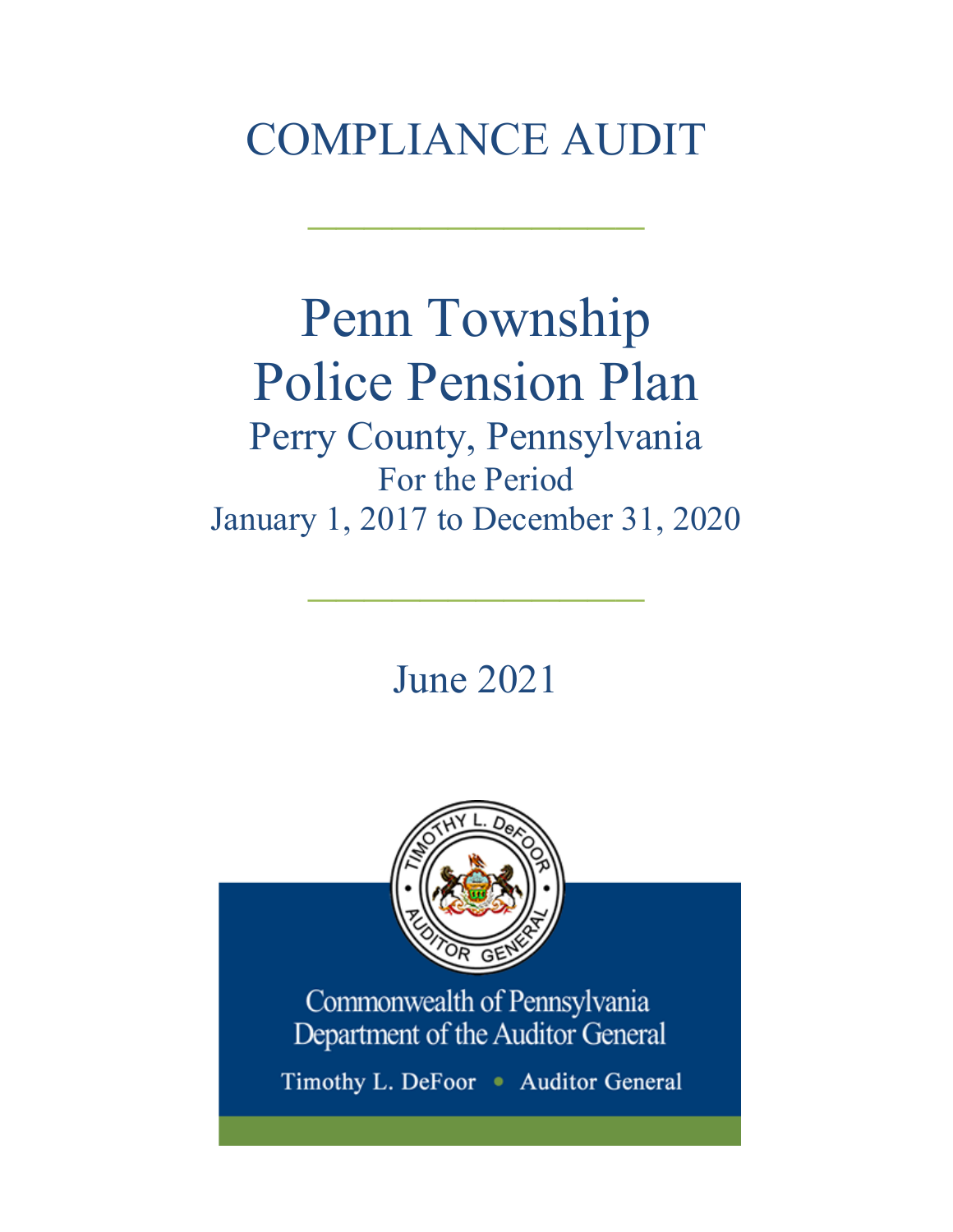# COMPLIANCE AUDIT

---

# Penn Township Police Pension Plan

## Perry County, Pennsylvania

For the Period

January 1, 2017 to December 31, 2020

---

June 2021

Commonwealth of Pennsylvania
Department of the Auditor General

Timothy L. DeFoor • Auditor General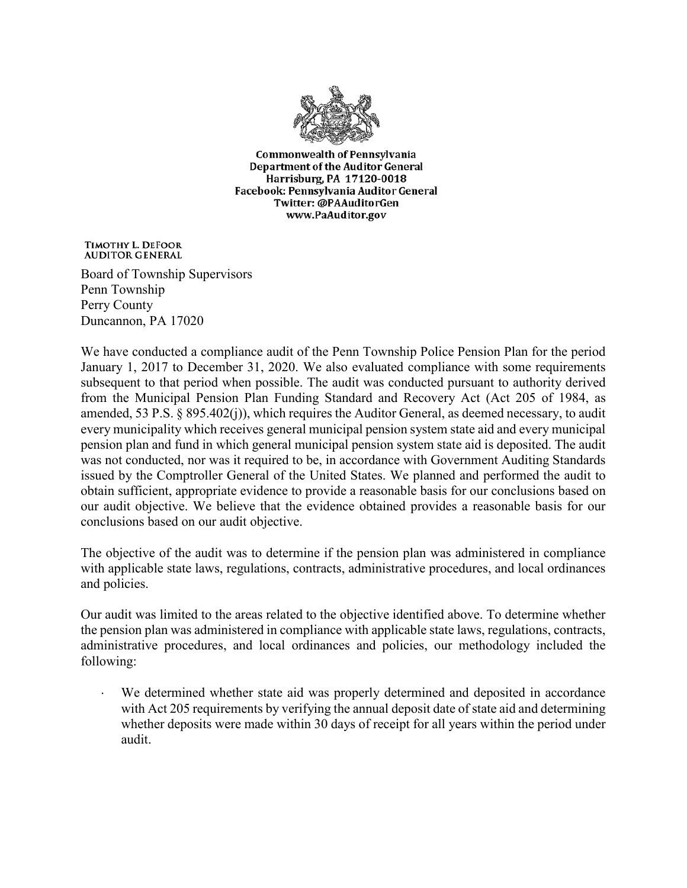**Commonwealth of Pennsylvania**
**Department of the Auditor General**
**Harrisburg, PA 17120-0018**
**Facebook: Pennsylvania Auditor General**
**Twitter: @PAAuditorGen**
**www.PaAuditor.gov**

**TIMOTHY L. DEFOOR**
**AUDITOR GENERAL**

Board of Township Supervisors
Penn Township
Perry County
Duncannon, PA 17020

We have conducted a compliance audit of the Penn Township Police Pension Plan for the period January 1, 2017 to December 31, 2020. We also evaluated compliance with some requirements subsequent to that period when possible. The audit was conducted pursuant to authority derived from the Municipal Pension Plan Funding Standard and Recovery Act (Act 205 of 1984, as amended, 53 P.S. § 895.402(j)), which requires the Auditor General, as deemed necessary, to audit every municipality which receives general municipal pension system state aid and every municipal pension plan and fund in which general municipal pension system state aid is deposited. The audit was not conducted, nor was it required to be, in accordance with Government Auditing Standards issued by the Comptroller General of the United States. We planned and performed the audit to obtain sufficient, appropriate evidence to provide a reasonable basis for our conclusions based on our audit objective. We believe that the evidence obtained provides a reasonable basis for our conclusions based on our audit objective.

The objective of the audit was to determine if the pension plan was administered in compliance with applicable state laws, regulations, contracts, administrative procedures, and local ordinances and policies.

Our audit was limited to the areas related to the objective identified above. To determine whether the pension plan was administered in compliance with applicable state laws, regulations, contracts, administrative procedures, and local ordinances and policies, our methodology included the following:

- We determined whether state aid was properly determined and deposited in accordance with Act 205 requirements by verifying the annual deposit date of state aid and determining whether deposits were made within 30 days of receipt for all years within the period under audit.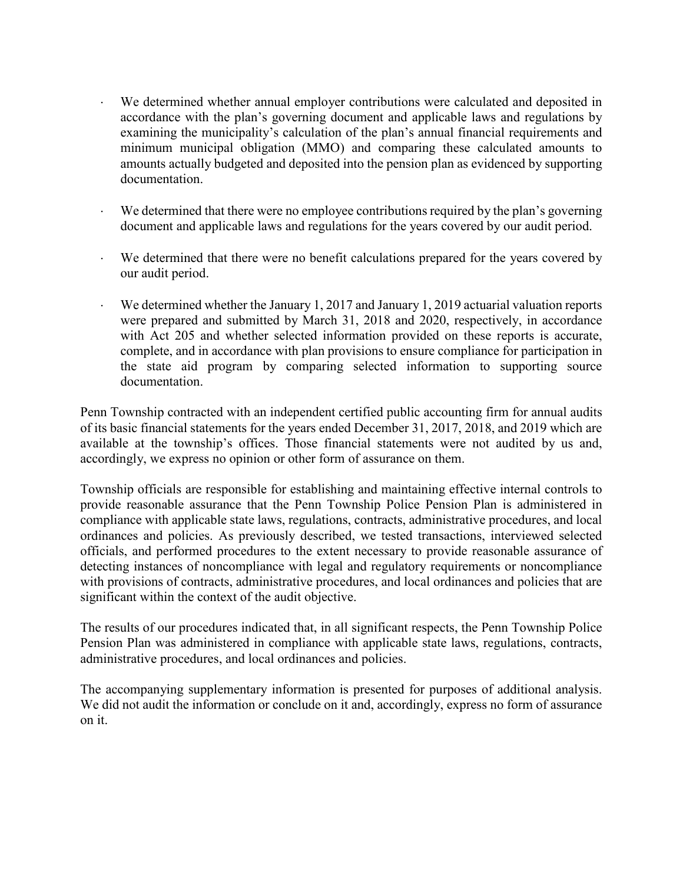- We determined whether annual employer contributions were calculated and deposited in accordance with the plan's governing document and applicable laws and regulations by examining the municipality's calculation of the plan's annual financial requirements and minimum municipal obligation (MMO) and comparing these calculated amounts to amounts actually budgeted and deposited into the pension plan as evidenced by supporting documentation.

- We determined that there were no employee contributions required by the plan's governing document and applicable laws and regulations for the years covered by our audit period.

- We determined that there were no benefit calculations prepared for the years covered by our audit period.

- We determined whether the January 1, 2017 and January 1, 2019 actuarial valuation reports were prepared and submitted by March 31, 2018 and 2020, respectively, in accordance with Act 205 and whether selected information provided on these reports is accurate, complete, and in accordance with plan provisions to ensure compliance for participation in the state aid program by comparing selected information to supporting source documentation.

Penn Township contracted with an independent certified public accounting firm for annual audits of its basic financial statements for the years ended December 31, 2017, 2018, and 2019 which are available at the township's offices. Those financial statements were not audited by us and, accordingly, we express no opinion or other form of assurance on them.

Township officials are responsible for establishing and maintaining effective internal controls to provide reasonable assurance that the Penn Township Police Pension Plan is administered in compliance with applicable state laws, regulations, contracts, administrative procedures, and local ordinances and policies. As previously described, we tested transactions, interviewed selected officials, and performed procedures to the extent necessary to provide reasonable assurance of detecting instances of noncompliance with legal and regulatory requirements or noncompliance with provisions of contracts, administrative procedures, and local ordinances and policies that are significant within the context of the audit objective.

The results of our procedures indicated that, in all significant respects, the Penn Township Police Pension Plan was administered in compliance with applicable state laws, regulations, contracts, administrative procedures, and local ordinances and policies.

The accompanying supplementary information is presented for purposes of additional analysis. We did not audit the information or conclude on it and, accordingly, express no form of assurance on it.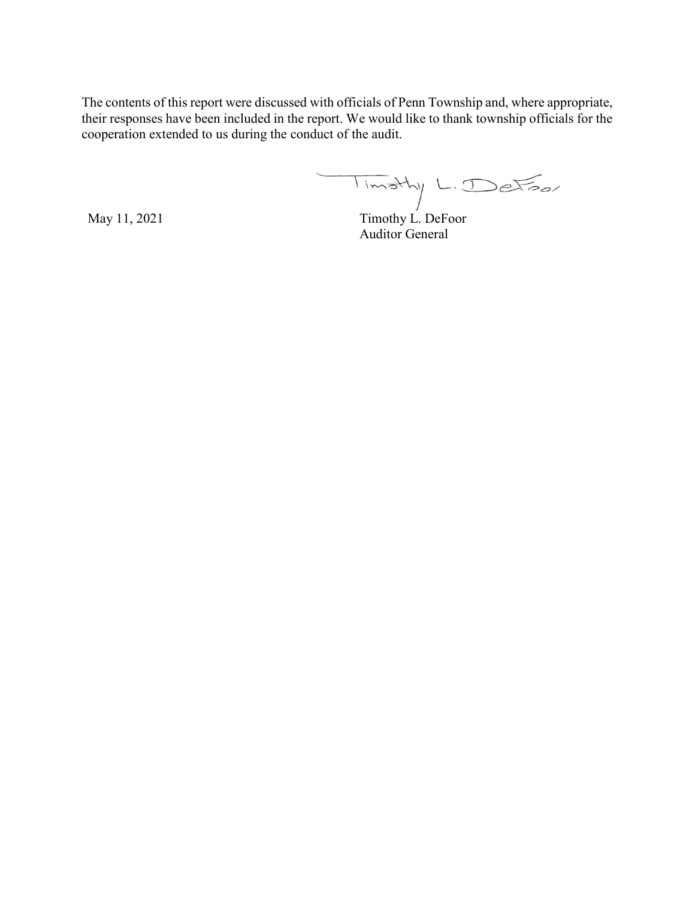The contents of this report were discussed with officials of Penn Township and, where appropriate, their responses have been included in the report. We would like to thank township officials for the cooperation extended to us during the conduct of the audit.

Timothy L. DeFoor

May 11, 2021

Timothy L. DeFoor
Auditor General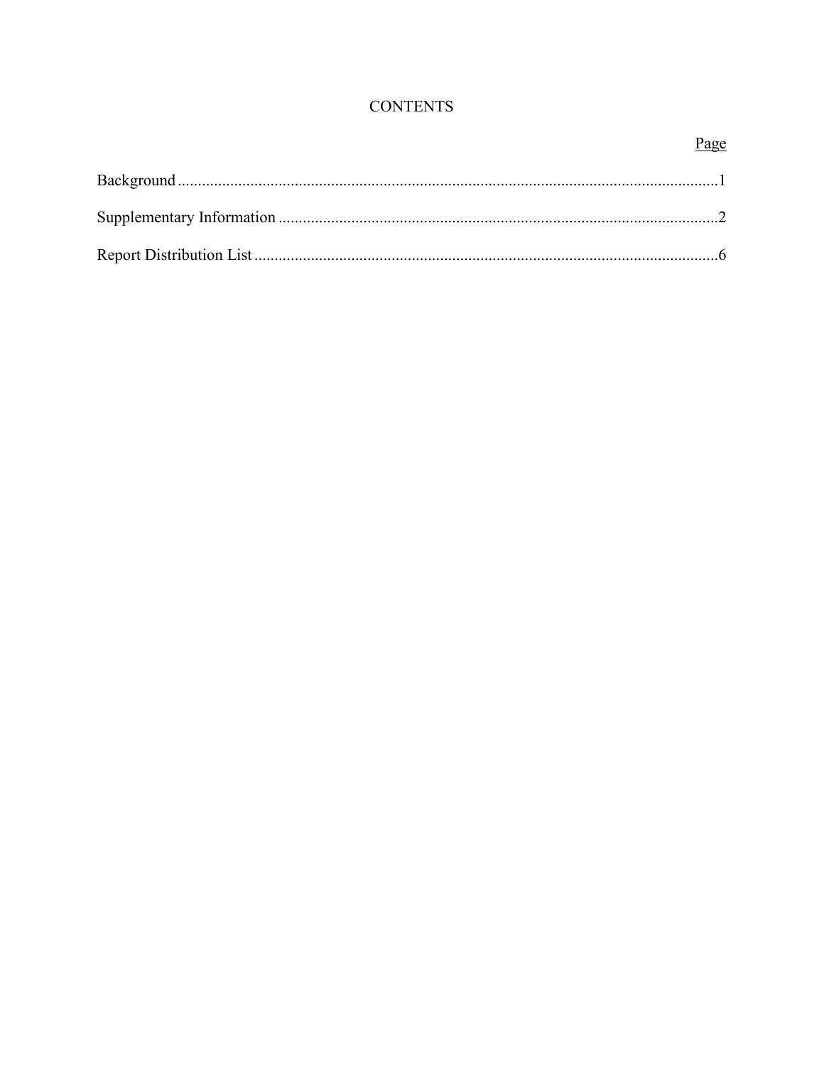# CONTENTS

| | Page |
|---|---|
| Background | 1 |
| Supplementary Information | 2 |
| Report Distribution List | 6 |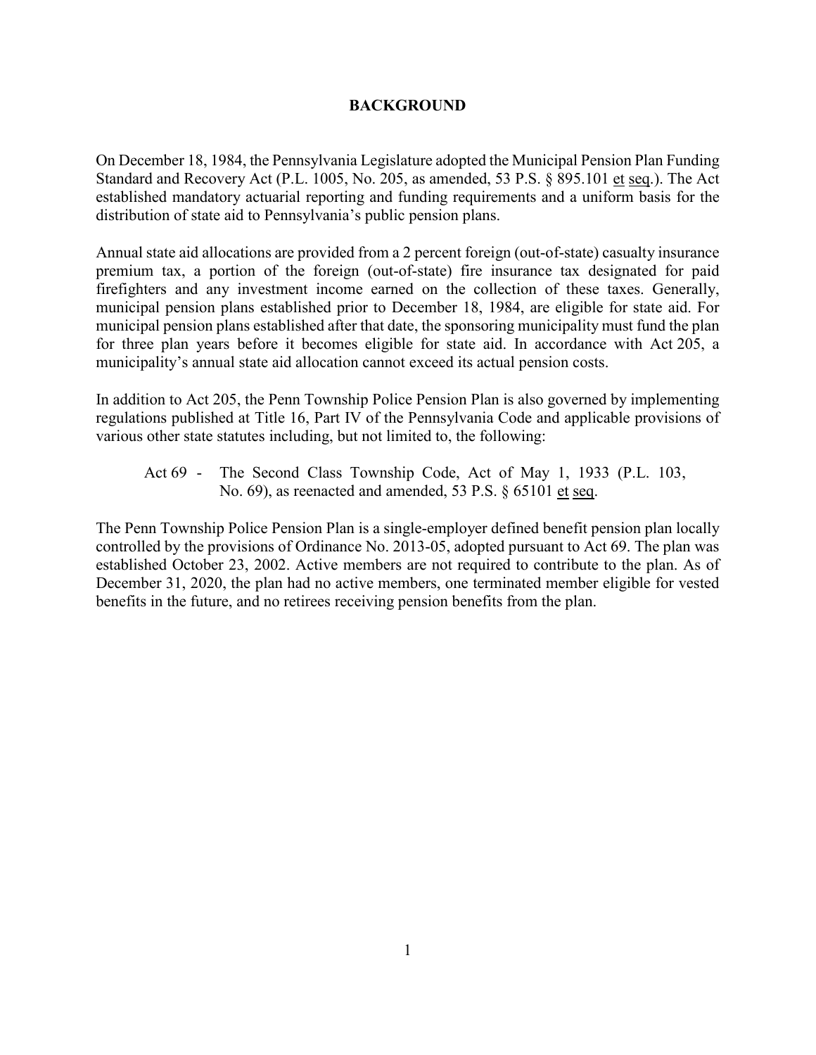# BACKGROUND

On December 18, 1984, the Pennsylvania Legislature adopted the Municipal Pension Plan Funding Standard and Recovery Act (P.L. 1005, No. 205, as amended, 53 P.S. § 895.101 et seq.). The Act established mandatory actuarial reporting and funding requirements and a uniform basis for the distribution of state aid to Pennsylvania's public pension plans.

Annual state aid allocations are provided from a 2 percent foreign (out-of-state) casualty insurance premium tax, a portion of the foreign (out-of-state) fire insurance tax designated for paid firefighters and any investment income earned on the collection of these taxes. Generally, municipal pension plans established prior to December 18, 1984, are eligible for state aid. For municipal pension plans established after that date, the sponsoring municipality must fund the plan for three plan years before it becomes eligible for state aid. In accordance with Act 205, a municipality's annual state aid allocation cannot exceed its actual pension costs.

In addition to Act 205, the Penn Township Police Pension Plan is also governed by implementing regulations published at Title 16, Part IV of the Pennsylvania Code and applicable provisions of various other state statutes including, but not limited to, the following:

Act 69 - The Second Class Township Code, Act of May 1, 1933 (P.L. 103, No. 69), as reenacted and amended, 53 P.S. § 65101 et seq.

The Penn Township Police Pension Plan is a single-employer defined benefit pension plan locally controlled by the provisions of Ordinance No. 2013-05, adopted pursuant to Act 69. The plan was established October 23, 2002. Active members are not required to contribute to the plan. As of December 31, 2020, the plan had no active members, one terminated member eligible for vested benefits in the future, and no retirees receiving pension benefits from the plan.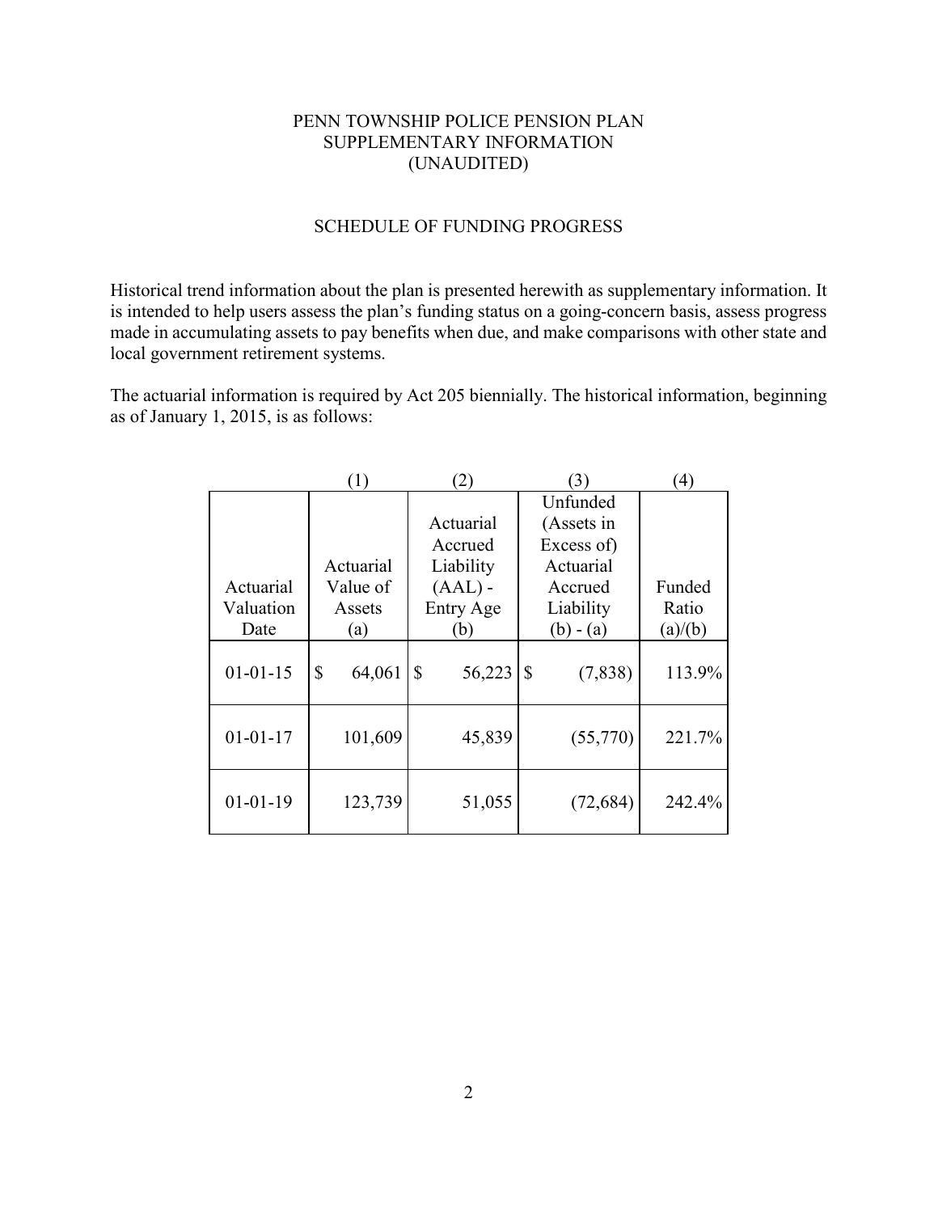# PENN TOWNSHIP POLICE PENSION PLAN
## SUPPLEMENTARY INFORMATION
## (UNAUDITED)

## SCHEDULE OF FUNDING PROGRESS

Historical trend information about the plan is presented herewith as supplementary information. It is intended to help users assess the plan's funding status on a going-concern basis, assess progress made in accumulating assets to pay benefits when due, and make comparisons with other state and local government retirement systems.

The actuarial information is required by Act 205 biennially. The historical information, beginning as of January 1, 2015, is as follows:

| | (1) | (2) | (3) | (4) |
|---|---|---|---|---|
| Actuarial Valuation Date | Actuarial Value of Assets (a) | Actuarial Accrued Liability (AAL) - Entry Age (b) | Unfunded (Assets in Excess of) Actuarial Accrued Liability (b) - (a) | Funded Ratio (a)/(b) |
| 01-01-15 | $ 64,061 | $ 56,223 | $ (7,838) | 113.9% |
| 01-01-17 | 101,609 | 45,839 | (55,770) | 221.7% |
| 01-01-19 | 123,739 | 51,055 | (72,684) | 242.4% |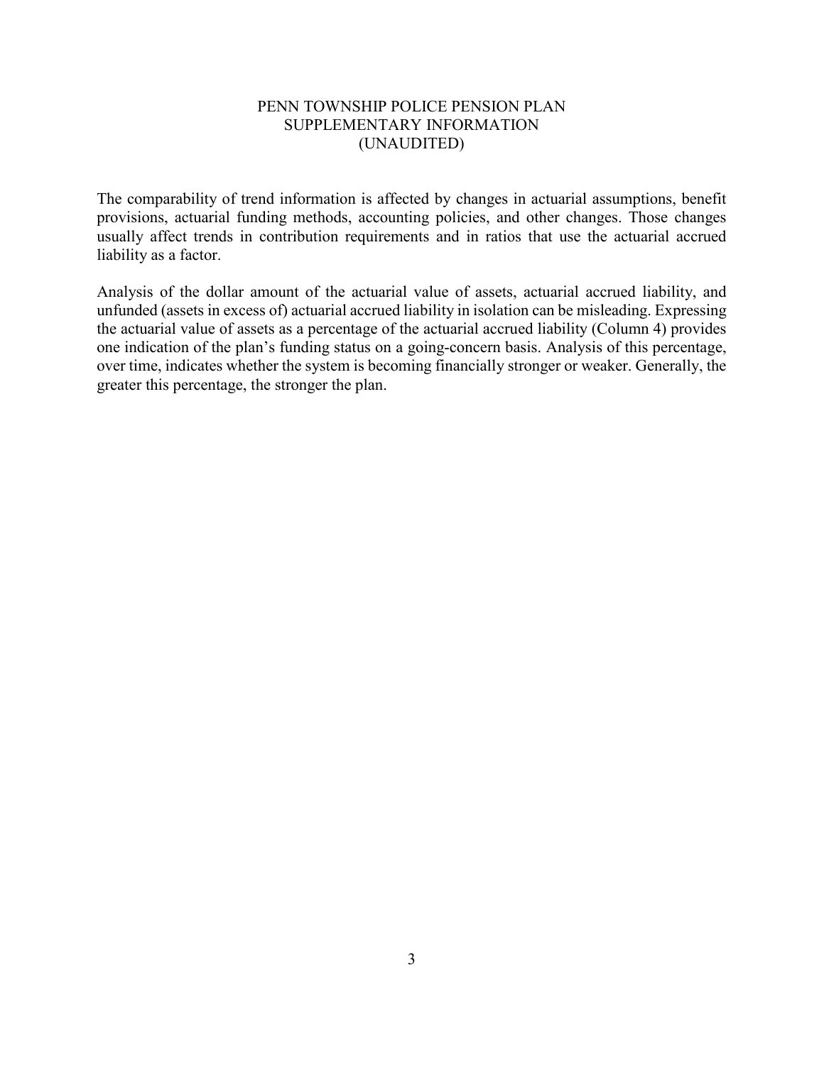# PENN TOWNSHIP POLICE PENSION PLAN
## SUPPLEMENTARY INFORMATION
## (UNAUDITED)

The comparability of trend information is affected by changes in actuarial assumptions, benefit provisions, actuarial funding methods, accounting policies, and other changes. Those changes usually affect trends in contribution requirements and in ratios that use the actuarial accrued liability as a factor.

Analysis of the dollar amount of the actuarial value of assets, actuarial accrued liability, and unfunded (assets in excess of) actuarial accrued liability in isolation can be misleading. Expressing the actuarial value of assets as a percentage of the actuarial accrued liability (Column 4) provides one indication of the plan's funding status on a going-concern basis. Analysis of this percentage, over time, indicates whether the system is becoming financially stronger or weaker. Generally, the greater this percentage, the stronger the plan.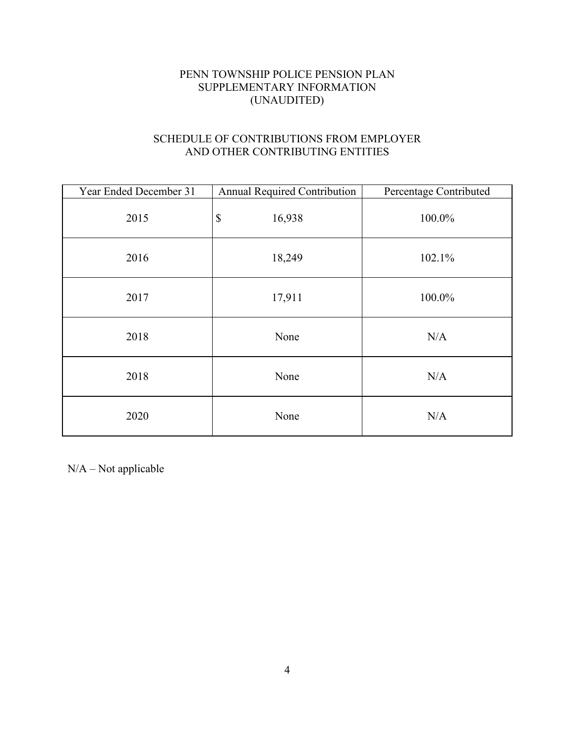# PENN TOWNSHIP POLICE PENSION PLAN
## SUPPLEMENTARY INFORMATION
## (UNAUDITED)

### SCHEDULE OF CONTRIBUTIONS FROM EMPLOYER AND OTHER CONTRIBUTING ENTITIES

| Year Ended December 31 | Annual Required Contribution | Percentage Contributed |
|---|---|---|
| 2015 | $ 16,938 | 100.0% |
| 2016 | 18,249 | 102.1% |
| 2017 | 17,911 | 100.0% |
| 2018 | None | N/A |
| 2018 | None | N/A |
| 2020 | None | N/A |

N/A – Not applicable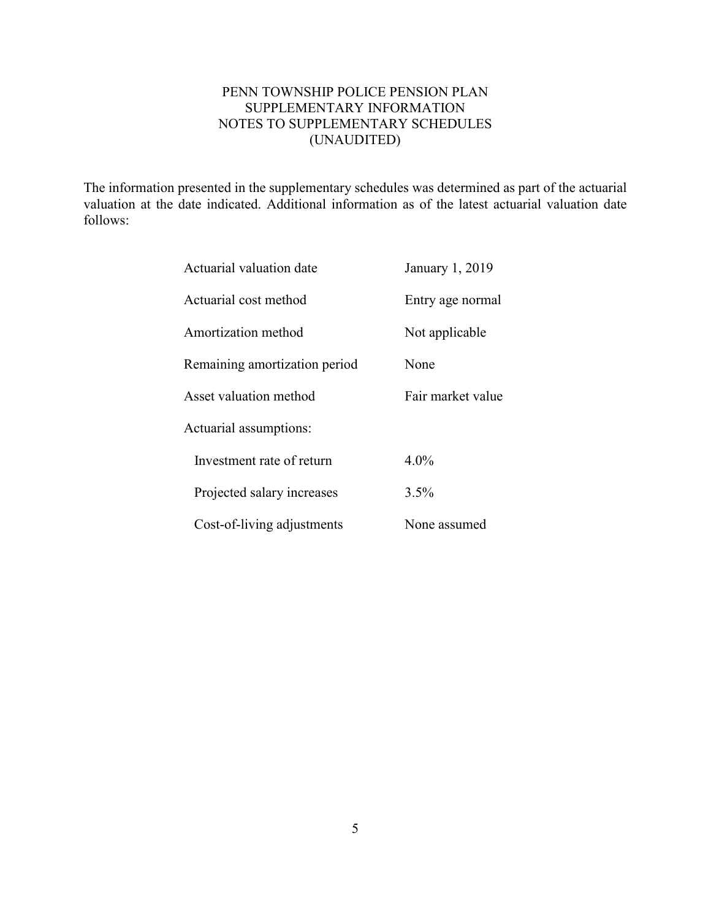# PENN TOWNSHIP POLICE PENSION PLAN
## SUPPLEMENTARY INFORMATION
## NOTES TO SUPPLEMENTARY SCHEDULES
## (UNAUDITED)

The information presented in the supplementary schedules was determined as part of the actuarial valuation at the date indicated. Additional information as of the latest actuarial valuation date follows:

| | |
|---|---|
| Actuarial valuation date | January 1, 2019 |
| Actuarial cost method | Entry age normal |
| Amortization method | Not applicable |
| Remaining amortization period | None |
| Asset valuation method | Fair market value |
| Actuarial assumptions: | |
| Investment rate of return | 4.0% |
| Projected salary increases | 3.5% |
| Cost-of-living adjustments | None assumed |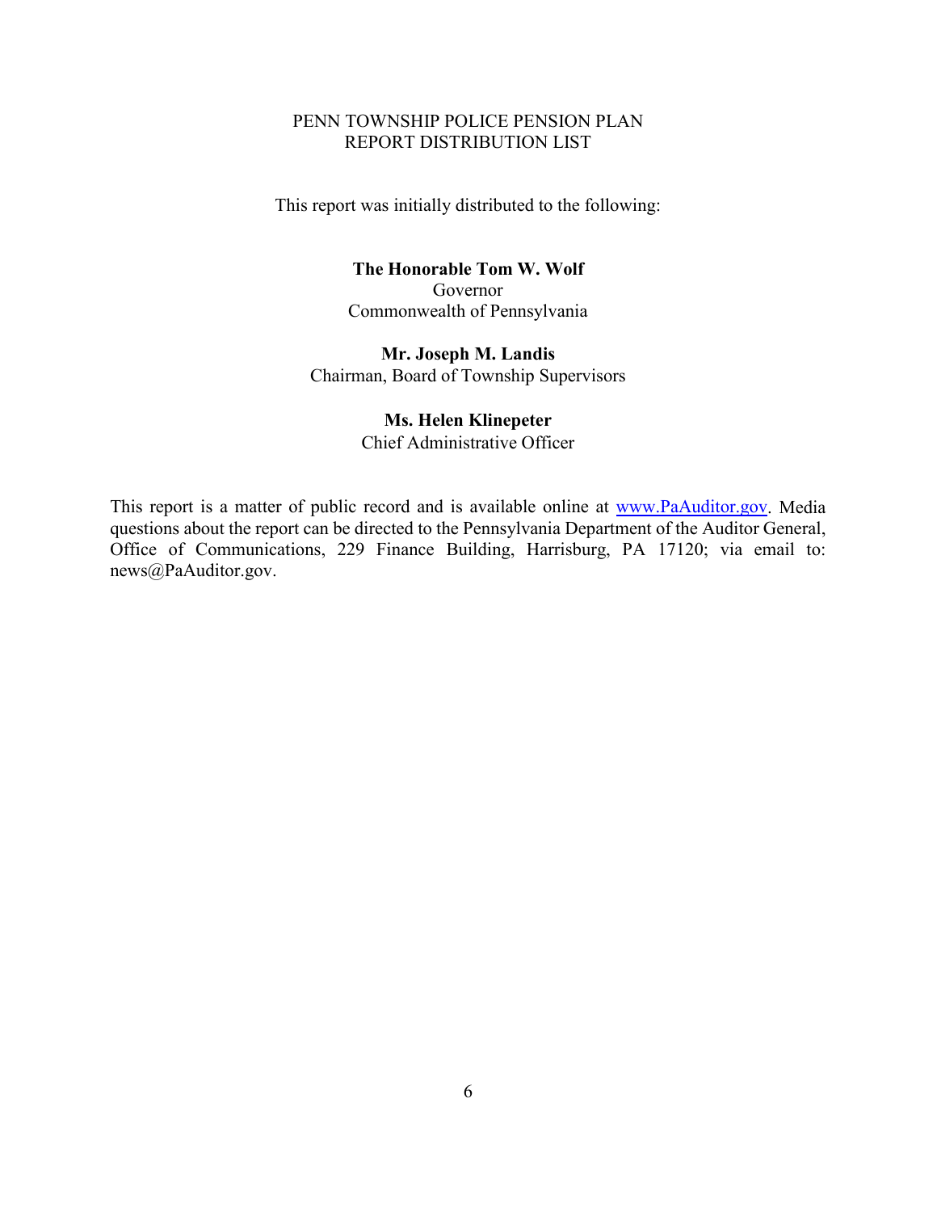# PENN TOWNSHIP POLICE PENSION PLAN
## REPORT DISTRIBUTION LIST

This report was initially distributed to the following:

**The Honorable Tom W. Wolf**
Governor
Commonwealth of Pennsylvania

**Mr. Joseph M. Landis**
Chairman, Board of Township Supervisors

**Ms. Helen Klinepeter**
Chief Administrative Officer

This report is a matter of public record and is available online at www.PaAuditor.gov. Media questions about the report can be directed to the Pennsylvania Department of the Auditor General, Office of Communications, 229 Finance Building, Harrisburg, PA 17120; via email to: news@PaAuditor.gov.